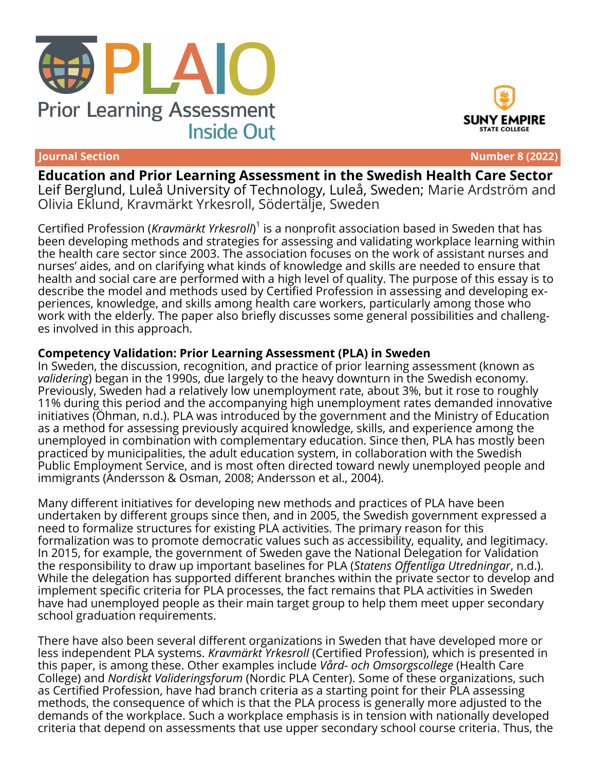# Education and Prior Learning Assessment in the Swedish Health Care Sector

Leif Berglund, Luleå University of Technology, Luleå, Sweden; Marie Ardström and Olivia Eklund, Kravmärkt Yrkesroll, Södertälje, Sweden

Certified Profession (*Kravmärkt Yrkesroll*)[1] is a nonprofit association based in Sweden that has been developing methods and strategies for assessing and validating workplace learning within the health care sector since 2003. The association focuses on the work of assistant nurses and nurses' aides, and on clarifying what kinds of knowledge and skills are needed to ensure that health and social care are performed with a high level of quality. The purpose of this essay is to describe the model and methods used by Certified Profession in assessing and developing experiences, knowledge, and skills among health care workers, particularly among those who work with the elderly. The paper also briefly discusses some general possibilities and challenges involved in this approach.

## Competency Validation: Prior Learning Assessment (PLA) in Sweden

In Sweden, the discussion, recognition, and practice of prior learning assessment (known as *validering*) began in the 1990s, due largely to the heavy downturn in the Swedish economy. Previously, Sweden had a relatively low unemployment rate, about 3%, but it rose to roughly 11% during this period and the accompanying high unemployment rates demanded innovative initiatives (Öhman, n.d.). PLA was introduced by the government and the Ministry of Education as a method for assessing previously acquired knowledge, skills, and experience among the unemployed in combination with complementary education. Since then, PLA has mostly been practiced by municipalities, the adult education system, in collaboration with the Swedish Public Employment Service, and is most often directed toward newly unemployed people and immigrants (Andersson & Osman, 2008; Andersson et al., 2004).

Many different initiatives for developing new methods and practices of PLA have been undertaken by different groups since then, and in 2005, the Swedish government expressed a need to formalize structures for existing PLA activities. The primary reason for this formalization was to promote democratic values such as accessibility, equality, and legitimacy. In 2015, for example, the government of Sweden gave the National Delegation for Validation the responsibility to draw up important baselines for PLA (*Statens Offentliga Utredningar*, n.d.). While the delegation has supported different branches within the private sector to develop and implement specific criteria for PLA processes, the fact remains that PLA activities in Sweden have had unemployed people as their main target group to help them meet upper secondary school graduation requirements.

There have also been several different organizations in Sweden that have developed more or less independent PLA systems. *Kravmärkt Yrkesroll* (Certified Profession), which is presented in this paper, is among these. Other examples include *Vård- och Omsorgscollege* (Health Care College) and *Nordiskt Valideringsforum* (Nordic PLA Center). Some of these organizations, such as Certified Profession, have had branch criteria as a starting point for their PLA assessing methods, the consequence of which is that the PLA process is generally more adjusted to the demands of the workplace. Such a workplace emphasis is in tension with nationally developed criteria that depend on assessments that use upper secondary school course criteria. Thus, the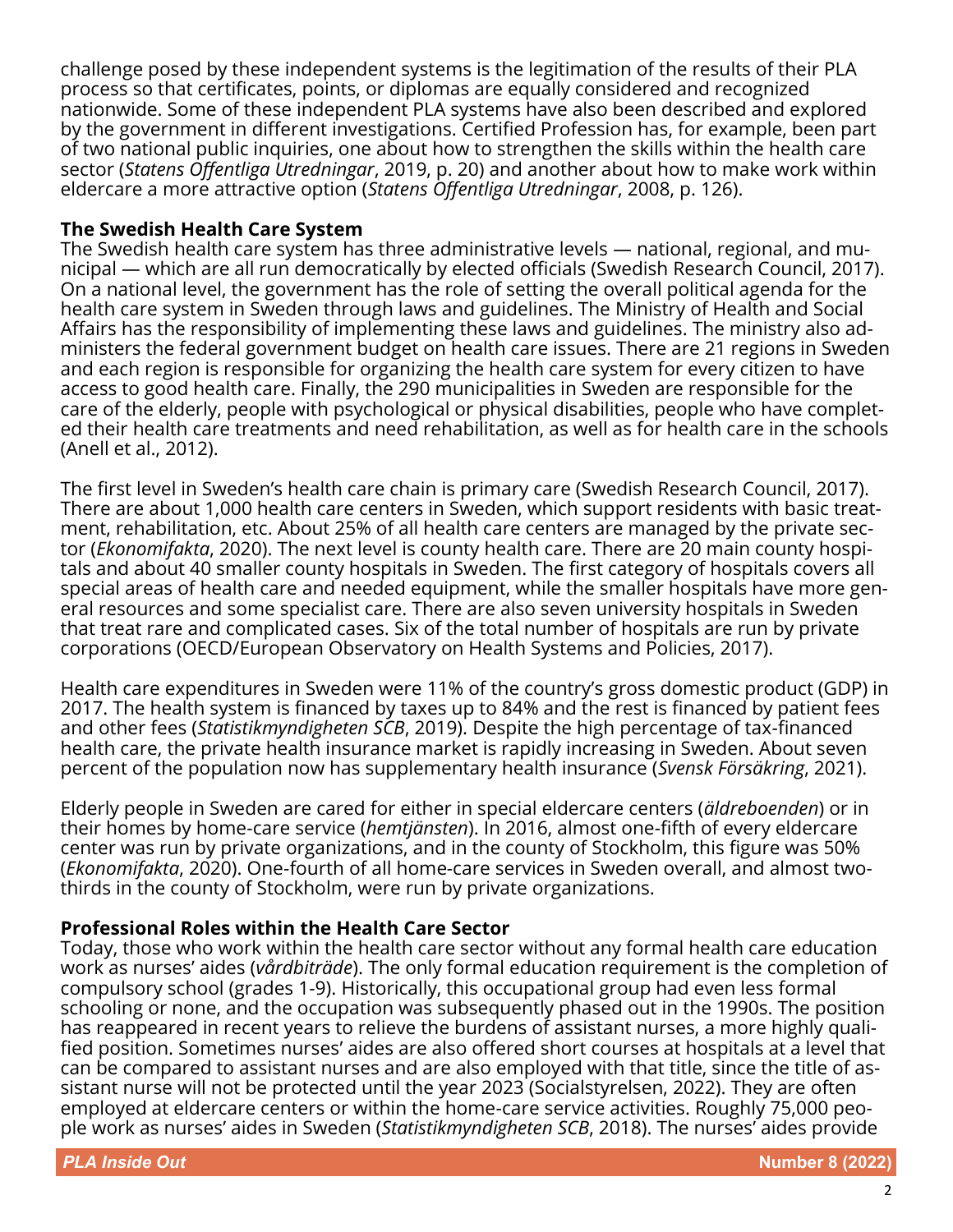challenge posed by these independent systems is the legitimation of the results of their PLA process so that certificates, points, or diplomas are equally considered and recognized nationwide. Some of these independent PLA systems have also been described and explored by the government in different investigations. Certified Profession has, for example, been part of two national public inquiries, one about how to strengthen the skills within the health care sector (*Statens Offentliga Utredningar*, 2019, p. 20) and another about how to make work within eldercare a more attractive option (*Statens Offentliga Utredningar*, 2008, p. 126).

## The Swedish Health Care System

The Swedish health care system has three administrative levels — national, regional, and municipal — which are all run democratically by elected officials (Swedish Research Council, 2017). On a national level, the government has the role of setting the overall political agenda for the health care system in Sweden through laws and guidelines. The Ministry of Health and Social Affairs has the responsibility of implementing these laws and guidelines. The ministry also administers the federal government budget on health care issues. There are 21 regions in Sweden and each region is responsible for organizing the health care system for every citizen to have access to good health care. Finally, the 290 municipalities in Sweden are responsible for the care of the elderly, people with psychological or physical disabilities, people who have completed their health care treatments and need rehabilitation, as well as for health care in the schools (Anell et al., 2012).

The first level in Sweden's health care chain is primary care (Swedish Research Council, 2017). There are about 1,000 health care centers in Sweden, which support residents with basic treatment, rehabilitation, etc. About 25% of all health care centers are managed by the private sector (*Ekonomifakta*, 2020). The next level is county health care. There are 20 main county hospitals and about 40 smaller county hospitals in Sweden. The first category of hospitals covers all special areas of health care and needed equipment, while the smaller hospitals have more general resources and some specialist care. There are also seven university hospitals in Sweden that treat rare and complicated cases. Six of the total number of hospitals are run by private corporations (OECD/European Observatory on Health Systems and Policies, 2017).

Health care expenditures in Sweden were 11% of the country's gross domestic product (GDP) in 2017. The health system is financed by taxes up to 84% and the rest is financed by patient fees and other fees (*Statistikmyndigheten SCB*, 2019). Despite the high percentage of tax-financed health care, the private health insurance market is rapidly increasing in Sweden. About seven percent of the population now has supplementary health insurance (*Svensk Försäkring*, 2021).

Elderly people in Sweden are cared for either in special eldercare centers (*äldreboenden*) or in their homes by home-care service (*hemtjänsten*). In 2016, almost one-fifth of every eldercare center was run by private organizations, and in the county of Stockholm, this figure was 50% (*Ekonomifakta*, 2020). One-fourth of all home-care services in Sweden overall, and almost two-thirds in the county of Stockholm, were run by private organizations.

## Professional Roles within the Health Care Sector

Today, those who work within the health care sector without any formal health care education work as nurses' aides (*vårdbiträde*). The only formal education requirement is the completion of compulsory school (grades 1-9). Historically, this occupational group had even less formal schooling or none, and the occupation was subsequently phased out in the 1990s. The position has reappeared in recent years to relieve the burdens of assistant nurses, a more highly qualified position. Sometimes nurses' aides are also offered short courses at hospitals at a level that can be compared to assistant nurses and are also employed with that title, since the title of assistant nurse will not be protected until the year 2023 (Socialstyrelsen, 2022). They are often employed at eldercare centers or within the home-care service activities. Roughly 75,000 people work as nurses' aides in Sweden (*Statistikmyndigheten SCB*, 2018). The nurses' aides provide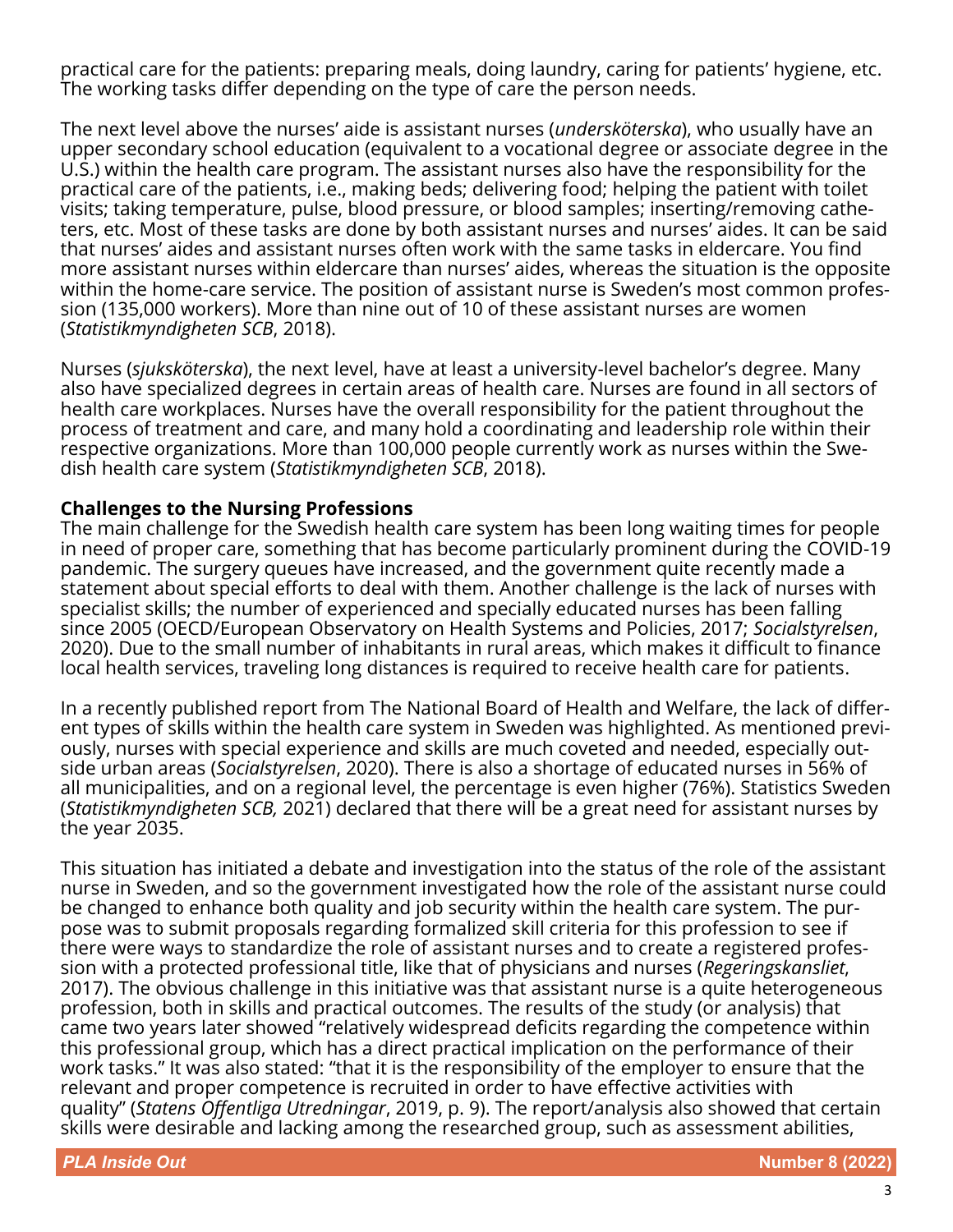practical care for the patients: preparing meals, doing laundry, caring for patients' hygiene, etc. The working tasks differ depending on the type of care the person needs.

The next level above the nurses' aide is assistant nurses (*undersköterska*), who usually have an upper secondary school education (equivalent to a vocational degree or associate degree in the U.S.) within the health care program. The assistant nurses also have the responsibility for the practical care of the patients, i.e., making beds; delivering food; helping the patient with toilet visits; taking temperature, pulse, blood pressure, or blood samples; inserting/removing catheters, etc. Most of these tasks are done by both assistant nurses and nurses' aides. It can be said that nurses' aides and assistant nurses often work with the same tasks in eldercare. You find more assistant nurses within eldercare than nurses' aides, whereas the situation is the opposite within the home-care service. The position of assistant nurse is Sweden's most common profession (135,000 workers). More than nine out of 10 of these assistant nurses are women (*Statistikmyndigheten SCB*, 2018).

Nurses (*sjuksköterska*), the next level, have at least a university-level bachelor's degree. Many also have specialized degrees in certain areas of health care. Nurses are found in all sectors of health care workplaces. Nurses have the overall responsibility for the patient throughout the process of treatment and care, and many hold a coordinating and leadership role within their respective organizations. More than 100,000 people currently work as nurses within the Swedish health care system (*Statistikmyndigheten SCB*, 2018).

**Challenges to the Nursing Professions**

The main challenge for the Swedish health care system has been long waiting times for people in need of proper care, something that has become particularly prominent during the COVID-19 pandemic. The surgery queues have increased, and the government quite recently made a statement about special efforts to deal with them. Another challenge is the lack of nurses with specialist skills; the number of experienced and specially educated nurses has been falling since 2005 (OECD/European Observatory on Health Systems and Policies, 2017; *Socialstyrelsen*, 2020). Due to the small number of inhabitants in rural areas, which makes it difficult to finance local health services, traveling long distances is required to receive health care for patients.

In a recently published report from The National Board of Health and Welfare, the lack of different types of skills within the health care system in Sweden was highlighted. As mentioned previously, nurses with special experience and skills are much coveted and needed, especially outside urban areas (*Socialstyrelsen*, 2020). There is also a shortage of educated nurses in 56% of all municipalities, and on a regional level, the percentage is even higher (76%). Statistics Sweden (*Statistikmyndigheten SCB,* 2021) declared that there will be a great need for assistant nurses by the year 2035.

This situation has initiated a debate and investigation into the status of the role of the assistant nurse in Sweden, and so the government investigated how the role of the assistant nurse could be changed to enhance both quality and job security within the health care system. The purpose was to submit proposals regarding formalized skill criteria for this profession to see if there were ways to standardize the role of assistant nurses and to create a registered profession with a protected professional title, like that of physicians and nurses (*Regeringskansliet*, 2017). The obvious challenge in this initiative was that assistant nurse is a quite heterogeneous profession, both in skills and practical outcomes. The results of the study (or analysis) that came two years later showed "relatively widespread deficits regarding the competence within this professional group, which has a direct practical implication on the performance of their work tasks." It was also stated: "that it is the responsibility of the employer to ensure that the relevant and proper competence is recruited in order to have effective activities with quality" (*Statens Offentliga Utredningar*, 2019, p. 9). The report/analysis also showed that certain skills were desirable and lacking among the researched group, such as assessment abilities,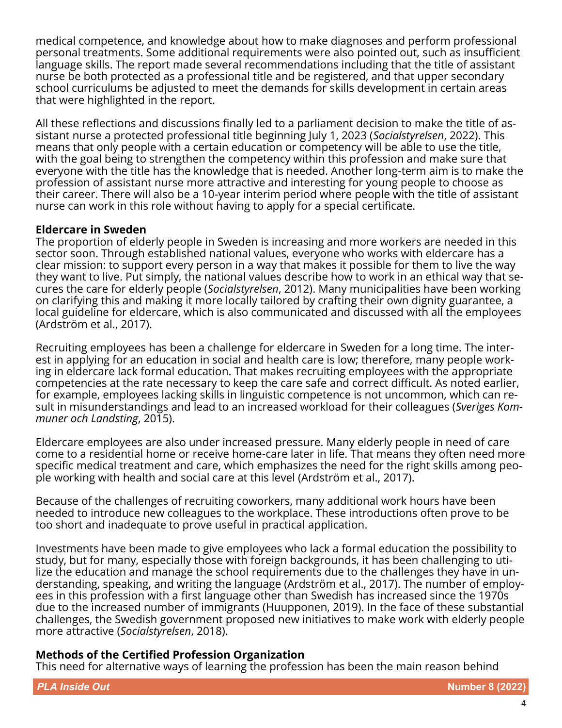medical competence, and knowledge about how to make diagnoses and perform professional personal treatments. Some additional requirements were also pointed out, such as insufficient language skills. The report made several recommendations including that the title of assistant nurse be both protected as a professional title and be registered, and that upper secondary school curriculums be adjusted to meet the demands for skills development in certain areas that were highlighted in the report.

All these reflections and discussions finally led to a parliament decision to make the title of assistant nurse a protected professional title beginning July 1, 2023 (*Socialstyrelsen*, 2022). This means that only people with a certain education or competency will be able to use the title, with the goal being to strengthen the competency within this profession and make sure that everyone with the title has the knowledge that is needed. Another long-term aim is to make the profession of assistant nurse more attractive and interesting for young people to choose as their career. There will also be a 10-year interim period where people with the title of assistant nurse can work in this role without having to apply for a special certificate.

**Eldercare in Sweden**

The proportion of elderly people in Sweden is increasing and more workers are needed in this sector soon. Through established national values, everyone who works with eldercare has a clear mission: to support every person in a way that makes it possible for them to live the way they want to live. Put simply, the national values describe how to work in an ethical way that secures the care for elderly people (*Socialstyrelsen*, 2012). Many municipalities have been working on clarifying this and making it more locally tailored by crafting their own dignity guarantee, a local guideline for eldercare, which is also communicated and discussed with all the employees (Ardström et al., 2017).

Recruiting employees has been a challenge for eldercare in Sweden for a long time. The interest in applying for an education in social and health care is low; therefore, many people working in eldercare lack formal education. That makes recruiting employees with the appropriate competencies at the rate necessary to keep the care safe and correct difficult. As noted earlier, for example, employees lacking skills in linguistic competence is not uncommon, which can result in misunderstandings and lead to an increased workload for their colleagues (*Sveriges Kommuner och Landsting*, 2015).

Eldercare employees are also under increased pressure. Many elderly people in need of care come to a residential home or receive home-care later in life. That means they often need more specific medical treatment and care, which emphasizes the need for the right skills among people working with health and social care at this level (Ardström et al., 2017).

Because of the challenges of recruiting coworkers, many additional work hours have been needed to introduce new colleagues to the workplace. These introductions often prove to be too short and inadequate to prove useful in practical application.

Investments have been made to give employees who lack a formal education the possibility to study, but for many, especially those with foreign backgrounds, it has been challenging to utilize the education and manage the school requirements due to the challenges they have in understanding, speaking, and writing the language (Ardström et al., 2017). The number of employees in this profession with a first language other than Swedish has increased since the 1970s due to the increased number of immigrants (Huupponen, 2019). In the face of these substantial challenges, the Swedish government proposed new initiatives to make work with elderly people more attractive (*Socialstyrelsen*, 2018).

**Methods of the Certified Profession Organization**

This need for alternative ways of learning the profession has been the main reason behind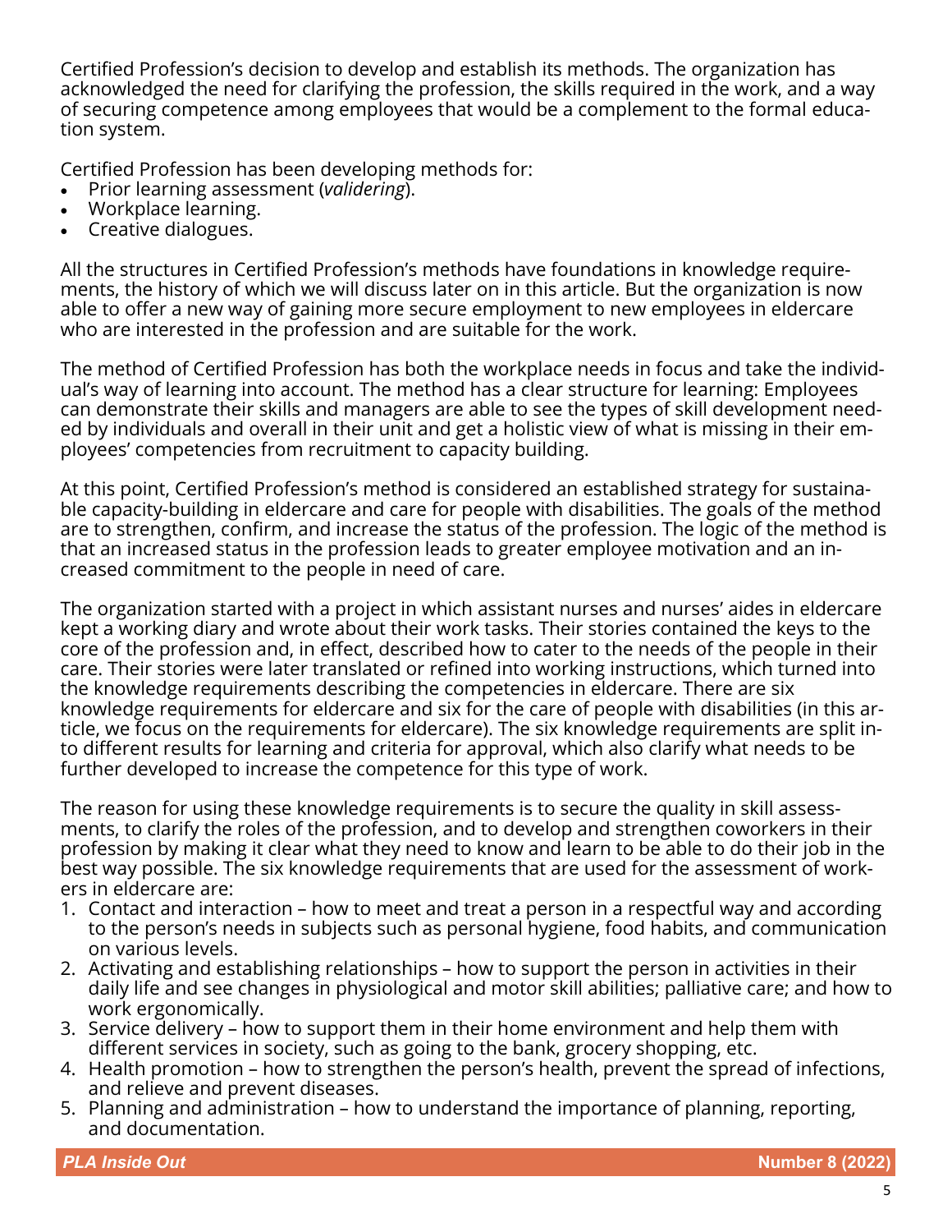Certified Profession's decision to develop and establish its methods. The organization has acknowledged the need for clarifying the profession, the skills required in the work, and a way of securing competence among employees that would be a complement to the formal education system.

Certified Profession has been developing methods for:

- Prior learning assessment (*validering*).
- Workplace learning.
- Creative dialogues.

All the structures in Certified Profession's methods have foundations in knowledge requirements, the history of which we will discuss later on in this article. But the organization is now able to offer a new way of gaining more secure employment to new employees in eldercare who are interested in the profession and are suitable for the work.

The method of Certified Profession has both the workplace needs in focus and take the individual's way of learning into account. The method has a clear structure for learning: Employees can demonstrate their skills and managers are able to see the types of skill development needed by individuals and overall in their unit and get a holistic view of what is missing in their employees' competencies from recruitment to capacity building.

At this point, Certified Profession's method is considered an established strategy for sustainable capacity-building in eldercare and care for people with disabilities. The goals of the method are to strengthen, confirm, and increase the status of the profession. The logic of the method is that an increased status in the profession leads to greater employee motivation and an increased commitment to the people in need of care.

The organization started with a project in which assistant nurses and nurses' aides in eldercare kept a working diary and wrote about their work tasks. Their stories contained the keys to the core of the profession and, in effect, described how to cater to the needs of the people in their care. Their stories were later translated or refined into working instructions, which turned into the knowledge requirements describing the competencies in eldercare. There are six knowledge requirements for eldercare and six for the care of people with disabilities (in this article, we focus on the requirements for eldercare). The six knowledge requirements are split into different results for learning and criteria for approval, which also clarify what needs to be further developed to increase the competence for this type of work.

The reason for using these knowledge requirements is to secure the quality in skill assessments, to clarify the roles of the profession, and to develop and strengthen coworkers in their profession by making it clear what they need to know and learn to be able to do their job in the best way possible. The six knowledge requirements that are used for the assessment of workers in eldercare are:

1. Contact and interaction – how to meet and treat a person in a respectful way and according to the person's needs in subjects such as personal hygiene, food habits, and communication on various levels.
2. Activating and establishing relationships – how to support the person in activities in their daily life and see changes in physiological and motor skill abilities; palliative care; and how to work ergonomically.
3. Service delivery – how to support them in their home environment and help them with different services in society, such as going to the bank, grocery shopping, etc.
4. Health promotion – how to strengthen the person's health, prevent the spread of infections, and relieve and prevent diseases.
5. Planning and administration – how to understand the importance of planning, reporting, and documentation.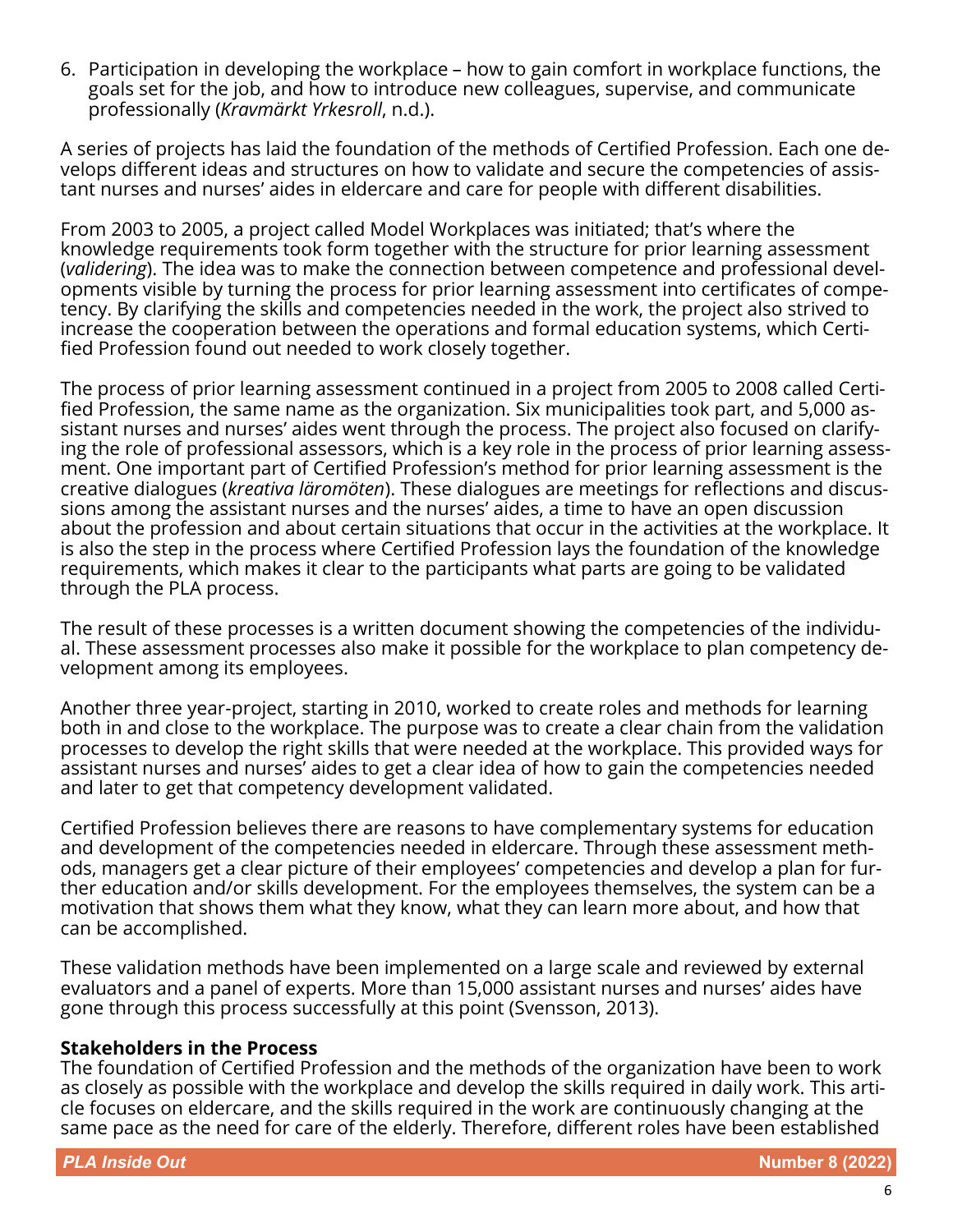6. Participation in developing the workplace – how to gain comfort in workplace functions, the goals set for the job, and how to introduce new colleagues, supervise, and communicate professionally (*Kravmärkt Yrkesroll*, n.d.).

A series of projects has laid the foundation of the methods of Certified Profession. Each one develops different ideas and structures on how to validate and secure the competencies of assistant nurses and nurses' aides in eldercare and care for people with different disabilities.

From 2003 to 2005, a project called Model Workplaces was initiated; that's where the knowledge requirements took form together with the structure for prior learning assessment (*validering*). The idea was to make the connection between competence and professional developments visible by turning the process for prior learning assessment into certificates of competency. By clarifying the skills and competencies needed in the work, the project also strived to increase the cooperation between the operations and formal education systems, which Certified Profession found out needed to work closely together.

The process of prior learning assessment continued in a project from 2005 to 2008 called Certified Profession, the same name as the organization. Six municipalities took part, and 5,000 assistant nurses and nurses' aides went through the process. The project also focused on clarifying the role of professional assessors, which is a key role in the process of prior learning assessment. One important part of Certified Profession's method for prior learning assessment is the creative dialogues (*kreativa läromöten*). These dialogues are meetings for reflections and discussions among the assistant nurses and the nurses' aides, a time to have an open discussion about the profession and about certain situations that occur in the activities at the workplace. It is also the step in the process where Certified Profession lays the foundation of the knowledge requirements, which makes it clear to the participants what parts are going to be validated through the PLA process.

The result of these processes is a written document showing the competencies of the individual. These assessment processes also make it possible for the workplace to plan competency development among its employees.

Another three year-project, starting in 2010, worked to create roles and methods for learning both in and close to the workplace. The purpose was to create a clear chain from the validation processes to develop the right skills that were needed at the workplace. This provided ways for assistant nurses and nurses' aides to get a clear idea of how to gain the competencies needed and later to get that competency development validated.

Certified Profession believes there are reasons to have complementary systems for education and development of the competencies needed in eldercare. Through these assessment methods, managers get a clear picture of their employees' competencies and develop a plan for further education and/or skills development. For the employees themselves, the system can be a motivation that shows them what they know, what they can learn more about, and how that can be accomplished.

These validation methods have been implemented on a large scale and reviewed by external evaluators and a panel of experts. More than 15,000 assistant nurses and nurses' aides have gone through this process successfully at this point (Svensson, 2013).

**Stakeholders in the Process**

The foundation of Certified Profession and the methods of the organization have been to work as closely as possible with the workplace and develop the skills required in daily work. This article focuses on eldercare, and the skills required in the work are continuously changing at the same pace as the need for care of the elderly. Therefore, different roles have been established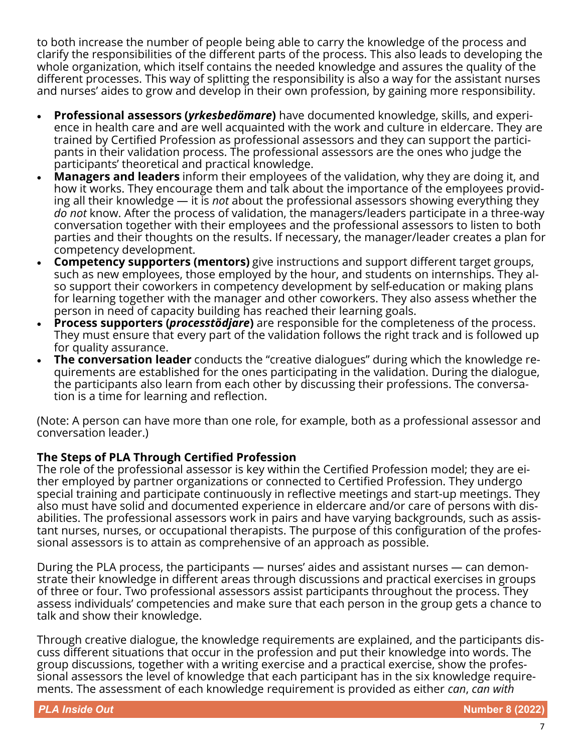to both increase the number of people being able to carry the knowledge of the process and clarify the responsibilities of the different parts of the process. This also leads to developing the whole organization, which itself contains the needed knowledge and assures the quality of the different processes. This way of splitting the responsibility is also a way for the assistant nurses and nurses' aides to grow and develop in their own profession, by gaining more responsibility.

- **Professional assessors (*yrkesbedömare*)** have documented knowledge, skills, and experience in health care and are well acquainted with the work and culture in eldercare. They are trained by Certified Profession as professional assessors and they can support the participants in their validation process. The professional assessors are the ones who judge the participants' theoretical and practical knowledge.
- **Managers and leaders** inform their employees of the validation, why they are doing it, and how it works. They encourage them and talk about the importance of the employees providing all their knowledge — it is *not* about the professional assessors showing everything they *do not* know. After the process of validation, the managers/leaders participate in a three-way conversation together with their employees and the professional assessors to listen to both parties and their thoughts on the results. If necessary, the manager/leader creates a plan for competency development.
- **Competency supporters (mentors)** give instructions and support different target groups, such as new employees, those employed by the hour, and students on internships. They also support their coworkers in competency development by self-education or making plans for learning together with the manager and other coworkers. They also assess whether the person in need of capacity building has reached their learning goals.
- **Process supporters (*processtödjare*)** are responsible for the completeness of the process. They must ensure that every part of the validation follows the right track and is followed up for quality assurance.
- **The conversation leader** conducts the "creative dialogues" during which the knowledge requirements are established for the ones participating in the validation. During the dialogue, the participants also learn from each other by discussing their professions. The conversation is a time for learning and reflection.

(Note: A person can have more than one role, for example, both as a professional assessor and conversation leader.)

### The Steps of PLA Through Certified Profession

The role of the professional assessor is key within the Certified Profession model; they are either employed by partner organizations or connected to Certified Profession. They undergo special training and participate continuously in reflective meetings and start-up meetings. They also must have solid and documented experience in eldercare and/or care of persons with disabilities. The professional assessors work in pairs and have varying backgrounds, such as assistant nurses, nurses, or occupational therapists. The purpose of this configuration of the professional assessors is to attain as comprehensive of an approach as possible.

During the PLA process, the participants — nurses' aides and assistant nurses — can demonstrate their knowledge in different areas through discussions and practical exercises in groups of three or four. Two professional assessors assist participants throughout the process. They assess individuals' competencies and make sure that each person in the group gets a chance to talk and show their knowledge.

Through creative dialogue, the knowledge requirements are explained, and the participants discuss different situations that occur in the profession and put their knowledge into words. The group discussions, together with a writing exercise and a practical exercise, show the professional assessors the level of knowledge that each participant has in the six knowledge requirements. The assessment of each knowledge requirement is provided as either *can*, *can with*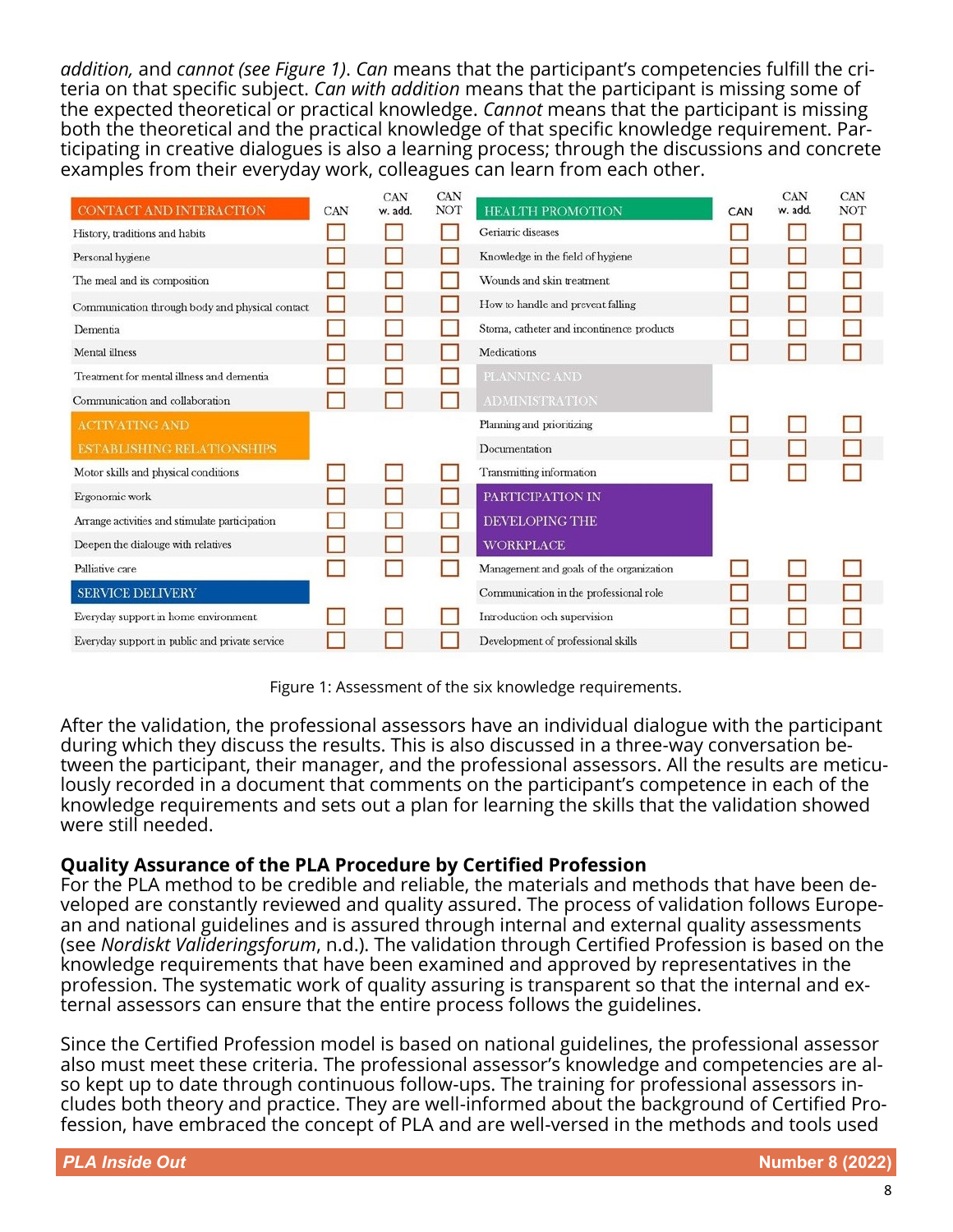*addition,* and *cannot (see Figure 1)*. *Can* means that the participant's competencies fulfill the criteria on that specific subject. *Can with addition* means that the participant is missing some of the expected theoretical or practical knowledge. *Cannot* means that the participant is missing both the theoretical and the practical knowledge of that specific knowledge requirement. Participating in creative dialogues is also a learning process; through the discussions and concrete examples from their everyday work, colleagues can learn from each other.

| CONTACT AND INTERACTION | CAN | CAN w. add. | CAN NOT | HEALTH PROMOTION | CAN | CAN w. add. | CAN NOT |
|---|---|---|---|---|---|---|---|
| History, traditions and habits | ☐ | ☐ | ☐ | Geriatric diseases | ☐ | ☐ | ☐ |
| Personal hygiene | ☐ | ☐ | ☐ | Knowledge in the field of hygiene | ☐ | ☐ | ☐ |
| The meal and its composition | ☐ | ☐ | ☐ | Wounds and skin treatment | ☐ | ☐ | ☐ |
| Communication through body and physical contact | ☐ | ☐ | ☐ | How to handle and prevent falling | ☐ | ☐ | ☐ |
| Dementia | ☐ | ☐ | ☐ | Stoma, catheter and incontinence products | ☐ | ☐ | ☐ |
| Mental illness | ☐ | ☐ | ☐ | Medications | ☐ | ☐ | ☐ |
| Treatment for mental illness and dementia | ☐ | ☐ | ☐ | PLANNING AND ADMINISTRATION | | | |
| Communication and collaboration | ☐ | ☐ | ☐ | | | | |
| ACTIVATING AND ESTABLISHING RELATIONSHIPS | | | | Planning and prioritizing | ☐ | ☐ | ☐ |
| | | | | Documentation | ☐ | ☐ | ☐ |
| Motor skills and physical conditions | ☐ | ☐ | ☐ | Transmitting information | ☐ | ☐ | ☐ |
| Ergonomic work | ☐ | ☐ | ☐ | PARTICIPATION IN DEVELOPING THE WORKPLACE | | | |
| Arrange activities and stimulate participation | ☐ | ☐ | ☐ | | | | |
| Deepen the dialouge with relatives | ☐ | ☐ | ☐ | | | | |
| Palliative care | ☐ | ☐ | ☐ | Management and goals of the organization | ☐ | ☐ | ☐ |
| SERVICE DELIVERY | | | | Communication in the professional role | ☐ | ☐ | ☐ |
| Everyday support in home environment | ☐ | ☐ | ☐ | Introduction och supervision | ☐ | ☐ | ☐ |
| Everyday support in public and private service | ☐ | ☐ | ☐ | Development of professional skills | ☐ | ☐ | ☐ |

Figure 1: Assessment of the six knowledge requirements.

After the validation, the professional assessors have an individual dialogue with the participant during which they discuss the results. This is also discussed in a three-way conversation between the participant, their manager, and the professional assessors. All the results are meticulously recorded in a document that comments on the participant's competence in each of the knowledge requirements and sets out a plan for learning the skills that the validation showed were still needed.

## Quality Assurance of the PLA Procedure by Certified Profession

For the PLA method to be credible and reliable, the materials and methods that have been developed are constantly reviewed and quality assured. The process of validation follows European and national guidelines and is assured through internal and external quality assessments (see *Nordiskt Valideringsforum*, n.d.). The validation through Certified Profession is based on the knowledge requirements that have been examined and approved by representatives in the profession. The systematic work of quality assuring is transparent so that the internal and external assessors can ensure that the entire process follows the guidelines.

Since the Certified Profession model is based on national guidelines, the professional assessor also must meet these criteria. The professional assessor's knowledge and competencies are also kept up to date through continuous follow-ups. The training for professional assessors includes both theory and practice. They are well-informed about the background of Certified Profession, have embraced the concept of PLA and are well-versed in the methods and tools used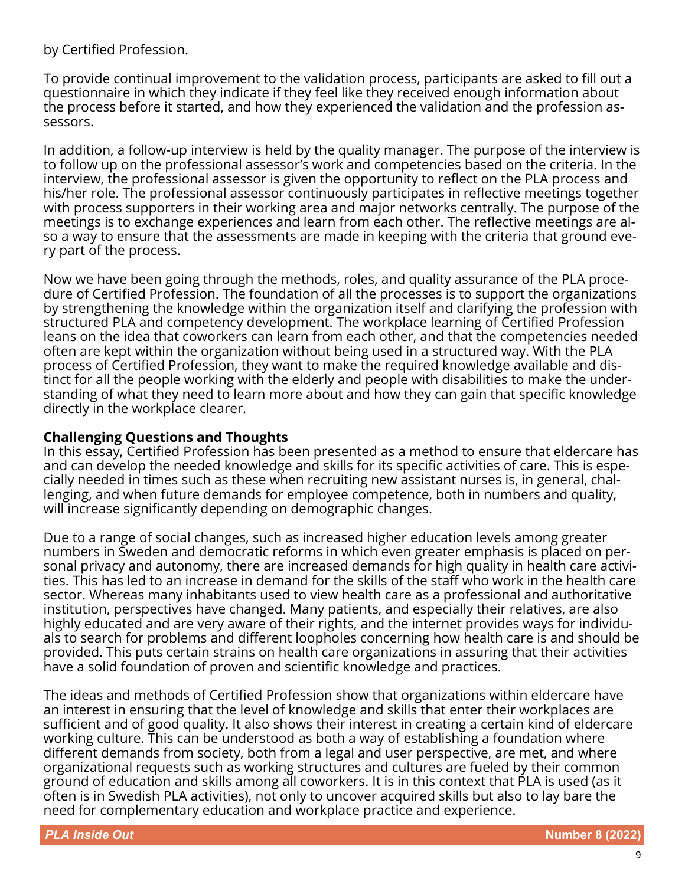by Certified Profession.

To provide continual improvement to the validation process, participants are asked to fill out a questionnaire in which they indicate if they feel like they received enough information about the process before it started, and how they experienced the validation and the profession assessors.

In addition, a follow-up interview is held by the quality manager. The purpose of the interview is to follow up on the professional assessor's work and competencies based on the criteria. In the interview, the professional assessor is given the opportunity to reflect on the PLA process and his/her role. The professional assessor continuously participates in reflective meetings together with process supporters in their working area and major networks centrally. The purpose of the meetings is to exchange experiences and learn from each other. The reflective meetings are also a way to ensure that the assessments are made in keeping with the criteria that ground every part of the process.

Now we have been going through the methods, roles, and quality assurance of the PLA procedure of Certified Profession. The foundation of all the processes is to support the organizations by strengthening the knowledge within the organization itself and clarifying the profession with structured PLA and competency development. The workplace learning of Certified Profession leans on the idea that coworkers can learn from each other, and that the competencies needed often are kept within the organization without being used in a structured way. With the PLA process of Certified Profession, they want to make the required knowledge available and distinct for all the people working with the elderly and people with disabilities to make the understanding of what they need to learn more about and how they can gain that specific knowledge directly in the workplace clearer.

**Challenging Questions and Thoughts**

In this essay, Certified Profession has been presented as a method to ensure that eldercare has and can develop the needed knowledge and skills for its specific activities of care. This is especially needed in times such as these when recruiting new assistant nurses is, in general, challenging, and when future demands for employee competence, both in numbers and quality, will increase significantly depending on demographic changes.

Due to a range of social changes, such as increased higher education levels among greater numbers in Sweden and democratic reforms in which even greater emphasis is placed on personal privacy and autonomy, there are increased demands for high quality in health care activities. This has led to an increase in demand for the skills of the staff who work in the health care sector. Whereas many inhabitants used to view health care as a professional and authoritative institution, perspectives have changed. Many patients, and especially their relatives, are also highly educated and are very aware of their rights, and the internet provides ways for individuals to search for problems and different loopholes concerning how health care is and should be provided. This puts certain strains on health care organizations in assuring that their activities have a solid foundation of proven and scientific knowledge and practices.

The ideas and methods of Certified Profession show that organizations within eldercare have an interest in ensuring that the level of knowledge and skills that enter their workplaces are sufficient and of good quality. It also shows their interest in creating a certain kind of eldercare working culture. This can be understood as both a way of establishing a foundation where different demands from society, both from a legal and user perspective, are met, and where organizational requests such as working structures and cultures are fueled by their common ground of education and skills among all coworkers. It is in this context that PLA is used (as it often is in Swedish PLA activities), not only to uncover acquired skills but also to lay bare the need for complementary education and workplace practice and experience.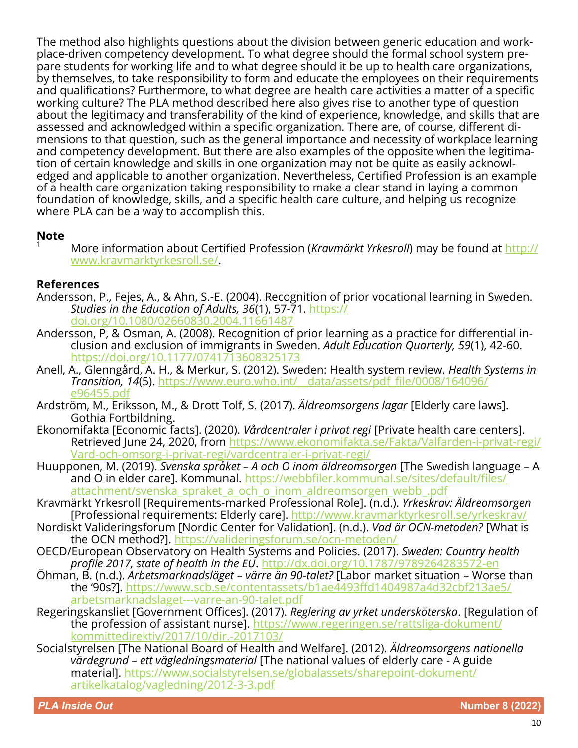The method also highlights questions about the division between generic education and workplace-driven competency development. To what degree should the formal school system prepare students for working life and to what degree should it be up to health care organizations, by themselves, to take responsibility to form and educate the employees on their requirements and qualifications? Furthermore, to what degree are health care activities a matter of a specific working culture? The PLA method described here also gives rise to another type of question about the legitimacy and transferability of the kind of experience, knowledge, and skills that are assessed and acknowledged within a specific organization. There are, of course, different dimensions to that question, such as the general importance and necessity of workplace learning and competency development. But there are also examples of the opposite when the legitimation of certain knowledge and skills in one organization may not be quite as easily acknowledged and applicable to another organization. Nevertheless, Certified Profession is an example of a health care organization taking responsibility to make a clear stand in laying a common foundation of knowledge, skills, and a specific health care culture, and helping us recognize where PLA can be a way to accomplish this.

## Note

[1] More information about Certified Profession (*Kravmärkt Yrkesroll*) may be found at http://www.kravmarktyrkesroll.se/.

## References

Andersson, P., Fejes, A., & Ahn, S.-E. (2004). Recognition of prior vocational learning in Sweden. *Studies in the Education of Adults, 36*(1), 57-71. https://doi.org/10.1080/02660830.2004.11661487

Andersson, P, & Osman, A. (2008). Recognition of prior learning as a practice for differential inclusion and exclusion of immigrants in Sweden. *Adult Education Quarterly, 59*(1), 42-60. https://doi.org/10.1177/0741713608325173

Anell, A., Glenngård, A. H., & Merkur, S. (2012). Sweden: Health system review. *Health Systems in Transition, 14*(5). https://www.euro.who.int/__data/assets/pdf_file/0008/164096/e96455.pdf

Ardström, M., Eriksson, M., & Drott Tolf, S. (2017). *Äldreomsorgens lagar* [Elderly care laws]. Gothia Fortbildning.

Ekonomifakta [Economic facts]. (2020). *Vårdcentraler i privat regi* [Private health care centers]. Retrieved June 24, 2020, from https://www.ekonomifakta.se/Fakta/Valfarden-i-privat-regi/Vard-och-omsorg-i-privat-regi/vardcentraler-i-privat-regi/

Huupponen, M. (2019). *Svenska språket – A och O inom äldreomsorgen* [The Swedish language – A and O in elder care]. Kommunal. https://webbfiler.kommunal.se/sites/default/files/attachment/svenska_spraket_a_och_o_inom_aldreomsorgen_webb_.pdf

Kravmärkt Yrkesroll [Requirements-marked Professional Role]. (n.d.). *Yrkeskrav: Äldreomsorgen* [Professional requirements: Elderly care]. http://www.kravmarktyrkesroll.se/yrkeskrav/

Nordiskt Valideringsforum [Nordic Center for Validation]. (n.d.). *Vad är OCN-metoden?* [What is the OCN method?]. https://valideringsforum.se/ocn-metoden/

OECD/European Observatory on Health Systems and Policies. (2017). *Sweden: Country health profile 2017, state of health in the EU*. http://dx.doi.org/10.1787/9789264283572-en

Öhman, B. (n.d.). *Arbetsmarknadsläget – värre än 90-talet?* [Labor market situation – Worse than the '90s?]. https://www.scb.se/contentassets/b1ae4493ffd1404987a4d32cbf213ae5/arbetsmarknadslaget---varre-an-90-talet.pdf

Regeringskansliet [Government Offices]. (2017). *Reglering av yrket undersköterska*. [Regulation of the profession of assistant nurse]. https://www.regeringen.se/rattsliga-dokument/kommittedirektiv/2017/10/dir.-2017103/

Socialstyrelsen [The National Board of Health and Welfare]. (2012). *Äldreomsorgens nationella värdegrund – ett vägledningsmaterial* [The national values of elderly care - A guide material]. https://www.socialstyrelsen.se/globalassets/sharepoint-dokument/artikelkatalog/vagledning/2012-3-3.pdf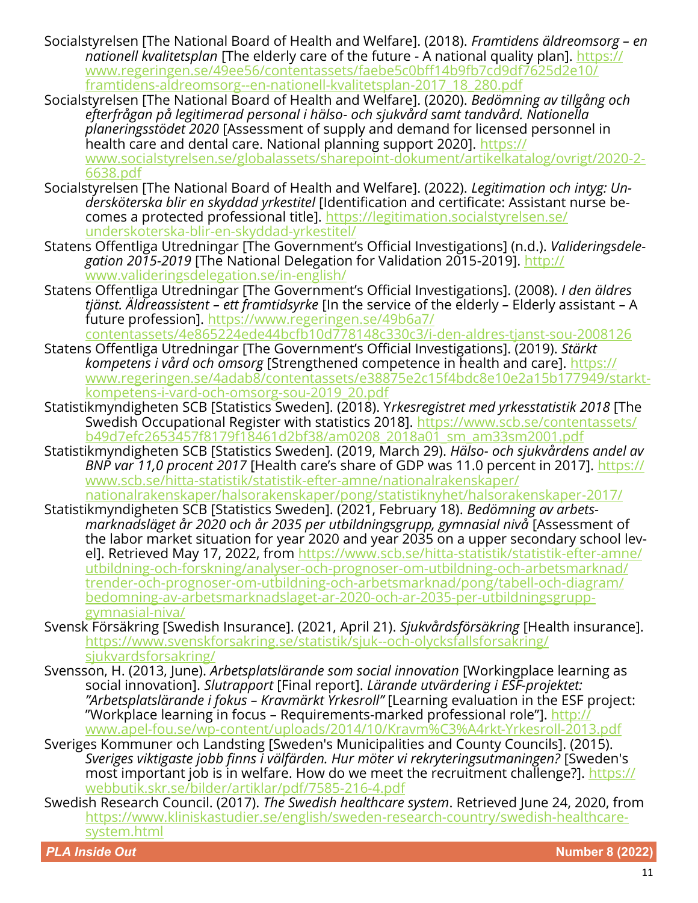Socialstyrelsen [The National Board of Health and Welfare]. (2018). *Framtidens äldreomsorg – en nationell kvalitetsplan* [The elderly care of the future - A national quality plan]. https://www.regeringen.se/49ee56/contentassets/faebe5c0bff14b9fb7cd9df7625d2e10/framtidens-aldreomsorg--en-nationell-kvalitetsplan-2017_18_280.pdf

Socialstyrelsen [The National Board of Health and Welfare]. (2020). *Bedömning av tillgång och efterfrågan på legitimerad personal i hälso- och sjukvård samt tandvård. Nationella planeringsstödet 2020* [Assessment of supply and demand for licensed personnel in health care and dental care. National planning support 2020]. https://www.socialstyrelsen.se/globalassets/sharepoint-dokument/artikelkatalog/ovrigt/2020-2-6638.pdf

Socialstyrelsen [The National Board of Health and Welfare]. (2022). *Legitimation och intyg: Undersköterska blir en skyddad yrkestitel* [Identification and certificate: Assistant nurse becomes a protected professional title]. https://legitimation.socialstyrelsen.se/underskoterska-blir-en-skyddad-yrkestitel/

Statens Offentliga Utredningar [The Government's Official Investigations] (n.d.). *Valideringsdelegation 2015-2019* [The National Delegation for Validation 2015-2019]. http://www.valideringsdelegation.se/in-english/

Statens Offentliga Utredningar [The Government's Official Investigations]. (2008). *I den äldres tjänst. Äldreassistent – ett framtidsyrke* [In the service of the elderly – Elderly assistant – A future profession]. https://www.regeringen.se/49b6a7/contentassets/4e865224ede44bcfb10d778148c330c3/i-den-aldres-tjanst-sou-2008126

Statens Offentliga Utredningar [The Government's Official Investigations]. (2019). *Stärkt kompetens i vård och omsorg* [Strengthened competence in health and care]. https://www.regeringen.se/4adab8/contentassets/e38875e2c15f4bdc8e10e2a15b177949/starkt-kompetens-i-vard-och-omsorg-sou-2019_20.pdf

Statistikmyndigheten SCB [Statistics Sweden]. (2018). *Yrkesregistret med yrkesstatistik 2018* [The Swedish Occupational Register with statistics 2018]. https://www.scb.se/contentassets/b49d7efc2653457f8179f18461d2bf38/am0208_2018a01_sm_am33sm2001.pdf

Statistikmyndigheten SCB [Statistics Sweden]. (2019, March 29). *Hälso- och sjukvårdens andel av BNP var 11,0 procent 2017* [Health care's share of GDP was 11.0 percent in 2017]. https://www.scb.se/hitta-statistik/statistik-efter-amne/nationalrakenskaper/nationalrakenskaper/halsorakenskaper/pong/statistiknyhet/halsorakenskaper-2017/

Statistikmyndigheten SCB [Statistics Sweden]. (2021, February 18). *Bedömning av arbetsmarknadsläget år 2020 och år 2035 per utbildningsgrupp, gymnasial nivå* [Assessment of the labor market situation for year 2020 and year 2035 on a upper secondary school level]. Retrieved May 17, 2022, from https://www.scb.se/hitta-statistik/statistik-efter-amne/utbildning-och-forskning/analyser-och-prognoser-om-utbildning-och-arbetsmarknad/trender-och-prognoser-om-utbildning-och-arbetsmarknad/pong/tabell-och-diagram/bedomning-av-arbetsmarknadslaget-ar-2020-och-ar-2035-per-utbildningsgrupp-gymnasial-niva/

Svensk Försäkring [Swedish Insurance]. (2021, April 21). *Sjukvårdsförsäkring* [Health insurance]. https://www.svenskforsakring.se/statistik/sjuk--och-olycksfallsforsakring/sjukvardsforsakring/

Svensson, H. (2013, June). *Arbetsplatslärande som social innovation* [Workingplace learning as social innovation]. *Slutrapport* [Final report]. *Lärande utvärdering i ESF-projektet: "Arbetsplatslärande i fokus – Kravmärkt Yrkesroll"* [Learning evaluation in the ESF project: "Workplace learning in focus – Requirements-marked professional role"]. http://www.apel-fou.se/wp-content/uploads/2014/10/Kravm%C3%A4rkt-Yrkesroll-2013.pdf

Sveriges Kommuner och Landsting [Sweden's Municipalities and County Councils]. (2015). *Sveriges viktigaste jobb finns i välfärden. Hur möter vi rekryteringsutmaningen?* [Sweden's most important job is in welfare. How do we meet the recruitment challenge?]. https://webbutik.skr.se/bilder/artiklar/pdf/7585-216-4.pdf

Swedish Research Council. (2017). *The Swedish healthcare system*. Retrieved June 24, 2020, from https://www.kliniskastudier.se/english/sweden-research-country/swedish-healthcare-system.html